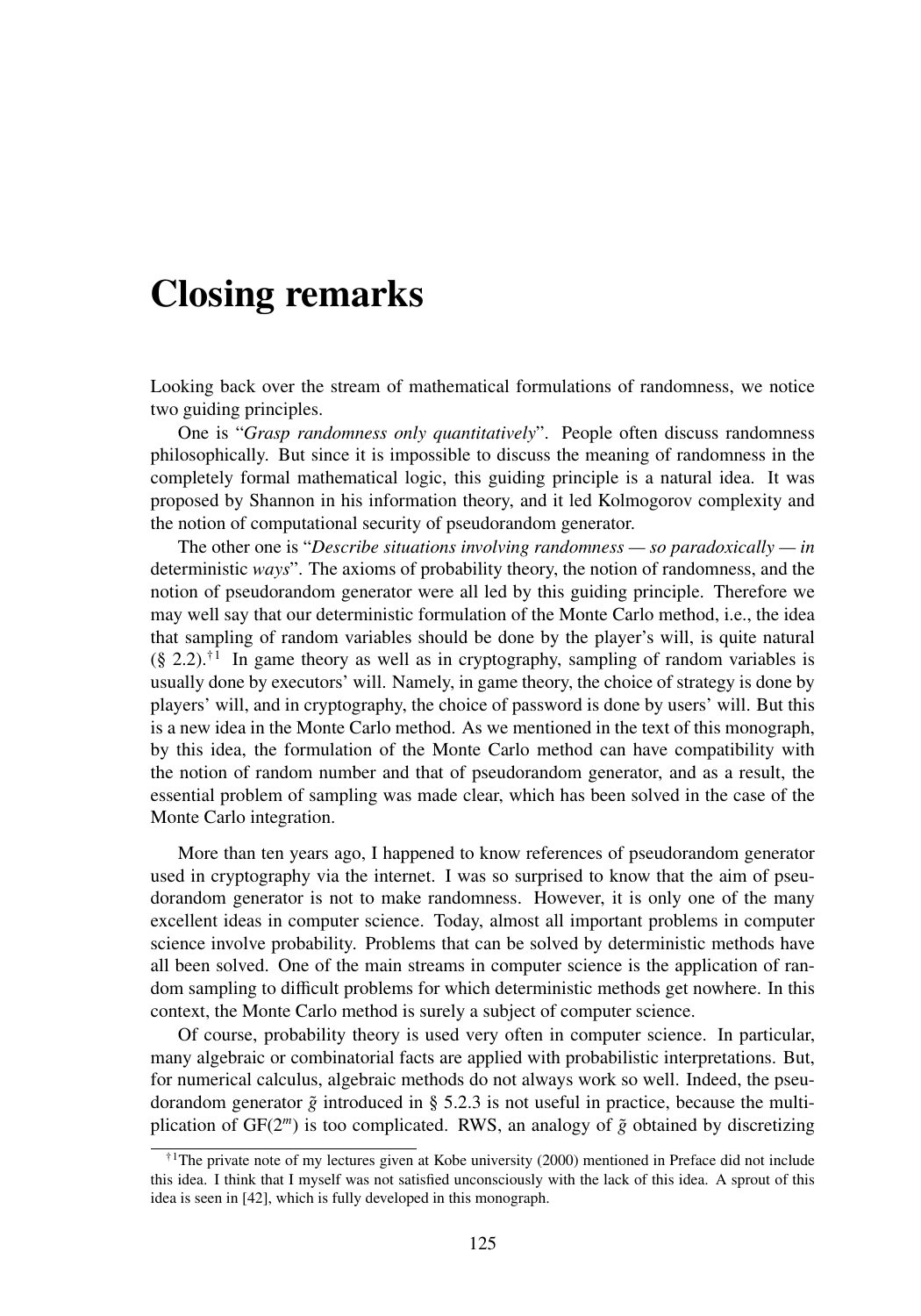# Closing remarks

Looking back over the stream of mathematical formulations of randomness, we notice two guiding principles.

One is "*Grasp randomness only quantitatively*". People often discuss randomness philosophically. But since it is impossible to discuss the meaning of randomness in the completely formal mathematical logic, this guiding principle is a natural idea. It was proposed by Shannon in his information theory, and it led Kolmogorov complexity and the notion of computational security of pseudorandom generator.

The other one is "*Describe situations involving randomness — so paradoxically — in* deterministic *ways*". The axioms of probability theory, the notion of randomness, and the notion of pseudorandom generator were all led by this guiding principle. Therefore we may well say that our deterministic formulation of the Monte Carlo method, i.e., the idea that sampling of random variables should be done by the player's will, is quite natural (§ 2.2).[†1] In game theory as well as in cryptography, sampling of random variables is usually done by executors' will. Namely, in game theory, the choice of strategy is done by players' will, and in cryptography, the choice of password is done by users' will. But this is a new idea in the Monte Carlo method. As we mentioned in the text of this monograph, by this idea, the formulation of the Monte Carlo method can have compatibility with the notion of random number and that of pseudorandom generator, and as a result, the essential problem of sampling was made clear, which has been solved in the case of the Monte Carlo integration.

More than ten years ago, I happened to know references of pseudorandom generator used in cryptography via the internet. I was so surprised to know that the aim of pseudorandom generator is not to make randomness. However, it is only one of the many excellent ideas in computer science. Today, almost all important problems in computer science involve probability. Problems that can be solved by deterministic methods have all been solved. One of the main streams in computer science is the application of random sampling to difficult problems for which deterministic methods get nowhere. In this context, the Monte Carlo method is surely a subject of computer science.

Of course, probability theory is used very often in computer science. In particular, many algebraic or combinatorial facts are applied with probabilistic interpretations. But, for numerical calculus, algebraic methods do not always work so well. Indeed, the pseudorandom generator $\tilde{g}$ introduced in § 5.2.3 is not useful in practice, because the multiplication of GF($2^m$) is too complicated. RWS, an analogy of $\tilde{g}$ obtained by discretizing

[†1] The private note of my lectures given at Kobe university (2000) mentioned in Preface did not include this idea. I think that I myself was not satisfied unconsciously with the lack of this idea. A sprout of this idea is seen in [42], which is fully developed in this monograph.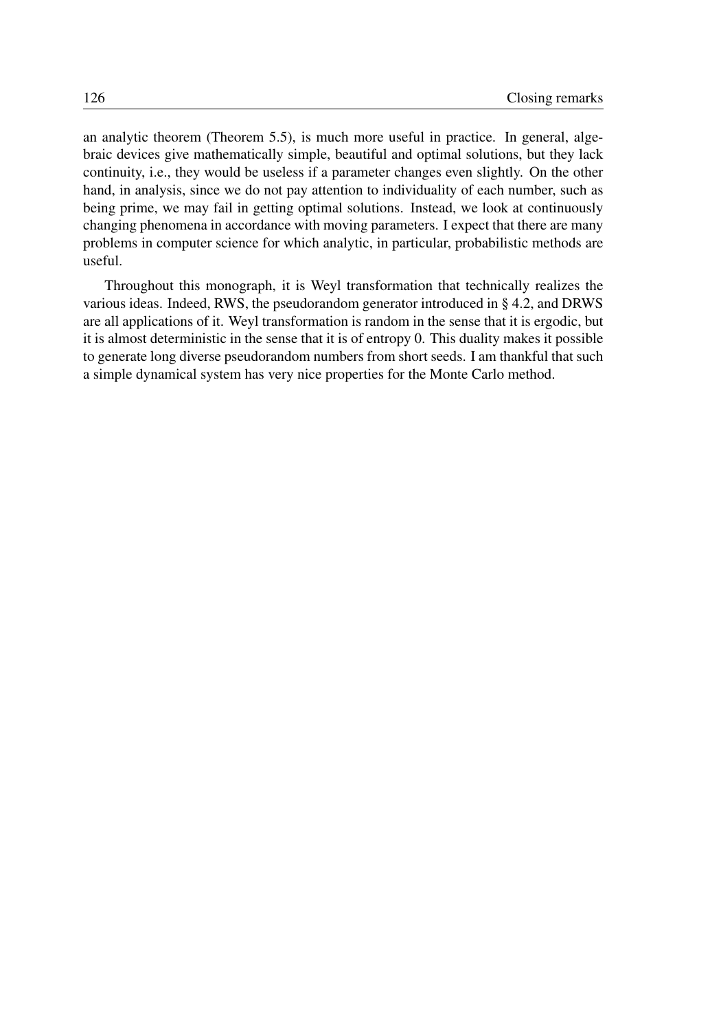an analytic theorem (Theorem 5.5), is much more useful in practice. In general, algebraic devices give mathematically simple, beautiful and optimal solutions, but they lack continuity, i.e., they would be useless if a parameter changes even slightly. On the other hand, in analysis, since we do not pay attention to individuality of each number, such as being prime, we may fail in getting optimal solutions. Instead, we look at continuously changing phenomena in accordance with moving parameters. I expect that there are many problems in computer science for which analytic, in particular, probabilistic methods are useful.

Throughout this monograph, it is Weyl transformation that technically realizes the various ideas. Indeed, RWS, the pseudorandom generator introduced in § 4.2, and DRWS are all applications of it. Weyl transformation is random in the sense that it is ergodic, but it is almost deterministic in the sense that it is of entropy 0. This duality makes it possible to generate long diverse pseudorandom numbers from short seeds. I am thankful that such a simple dynamical system has very nice properties for the Monte Carlo method.